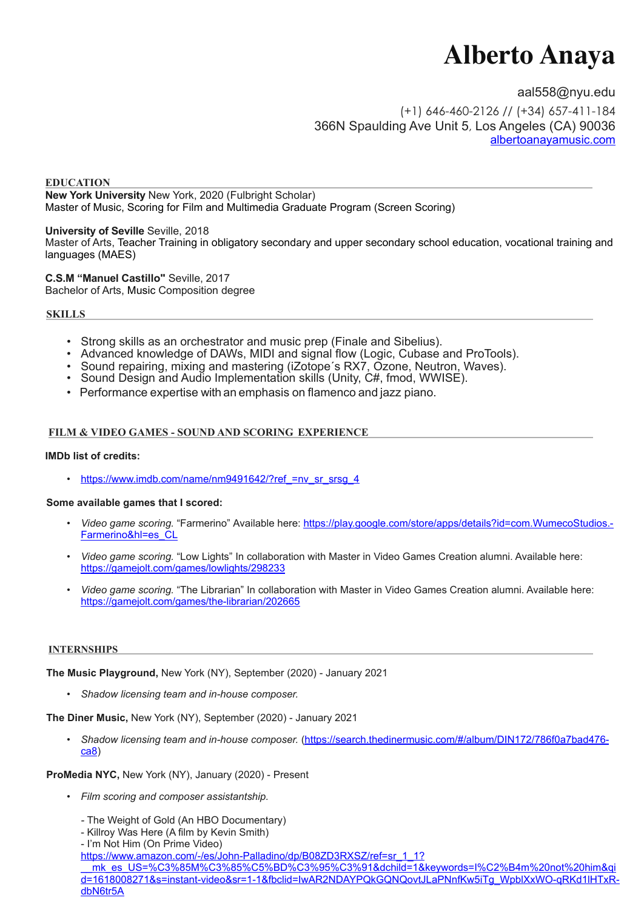# Alberto Anaya

aal558@nyu.edu

(+1) 646-460-2126 // (+34) 657-411-184

366N Spaulding Ave Unit 5, Los Angeles (CA) 90036

albertoanayamusic.com

## EDUCATION

**New York University** New York, 2020 (Fulbright Scholar)
Master of Music, Scoring for Film and Multimedia Graduate Program (Screen Scoring)

**University of Seville** Seville, 2018
Master of Arts, Teacher Training in obligatory secondary and upper secondary school education, vocational training and languages (MAES)

**C.S.M "Manuel Castillo"** Seville, 2017
Bachelor of Arts, Music Composition degree

## SKILLS

- Strong skills as an orchestrator and music prep (Finale and Sibelius).
- Advanced knowledge of DAWs, MIDI and signal flow (Logic, Cubase and ProTools).
- Sound repairing, mixing and mastering (iZotope´s RX7, Ozone, Neutron, Waves).
- Sound Design and Audio Implementation skills (Unity, C#, fmod, WWISE).
- Performance expertise with an emphasis on flamenco and jazz piano.

## FILM & VIDEO GAMES - SOUND AND SCORING EXPERIENCE

**IMDb list of credits:**

- https://www.imdb.com/name/nm9491642/?ref_=nv_sr_srsg_4

**Some available games that I scored:**

- *Video game scoring.* "Farmerino" Available here: https://play.google.com/store/apps/details?id=com.WumecoStudios.-Farmerino&hl=es_CL
- *Video game scoring.* "Low Lights" In collaboration with Master in Video Games Creation alumni. Available here: https://gamejolt.com/games/lowlights/298233
- *Video game scoring.* "The Librarian" In collaboration with Master in Video Games Creation alumni. Available here: https://gamejolt.com/games/the-librarian/202665

## INTERNSHIPS

**The Music Playground,** New York (NY), September (2020) - January 2021

- *Shadow licensing team and in-house composer.*

**The Diner Music,** New York (NY), September (2020) - January 2021

- *Shadow licensing team and in-house composer.* (https://search.thedinermusic.com/#/album/DIN172/786f0a7bad476-ca8)

**ProMedia NYC,** New York (NY), January (2020) - Present

- *Film scoring and composer assistantship.*

  - The Weight of Gold (An HBO Documentary)
  - Killroy Was Here (A film by Kevin Smith)
  - I'm Not Him (On Prime Video)

  https://www.amazon.com/-/es/John-Palladino/dp/B08ZD3RXSZ/ref=sr_1_1?__mk_es_US=%C3%85M%C3%85%C5%BD%C3%95%C3%91&dchild=1&keywords=I%C2%B4m%20not%20him&qid=1618008271&s=instant-video&sr=1-1&fbclid=IwAR2NDAYPQkGQNQovtJLaPNnfKw5iTg_WpblXxWO-qRKd1lHTxR-dbN6tr5A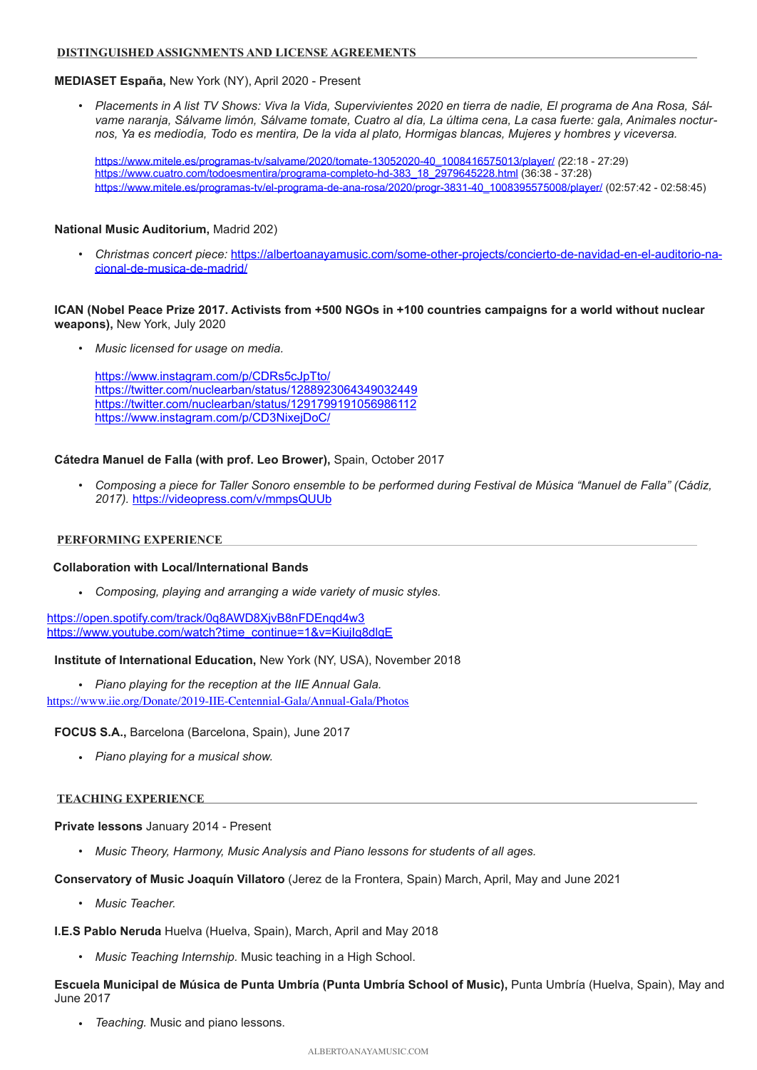## DISTINGUISHED ASSIGNMENTS AND LICENSE AGREEMENTS

**MEDIASET España,** New York (NY), April 2020 - Present

- *Placements in A list TV Shows: Viva la Vida, Supervivientes 2020 en tierra de nadie, El programa de Ana Rosa, Sálvame naranja, Sálvame limón, Sálvame tomate, Cuatro al día, La última cena, La casa fuerte: gala, Animales nocturnos, Ya es mediodía, Todo es mentira, De la vida al plato, Hormigas blancas, Mujeres y hombres y viceversa.*

  https://www.mitele.es/programas-tv/salvame/2020/tomate-13052020-40_1008416575013/player/ (22:18 - 27:29)
  https://www.cuatro.com/todoesmentira/programa-completo-hd-383_18_2979645228.html (36:38 - 37:28)
  https://www.mitele.es/programas-tv/el-programa-de-ana-rosa/2020/progr-3831-40_1008395575008/player/ (02:57:42 - 02:58:45)

**National Music Auditorium,** Madrid 202)

- *Christmas concert piece:* https://albertoanayamusic.com/some-other-projects/concierto-de-navidad-en-el-auditorio-nacional-de-musica-de-madrid/

**ICAN (Nobel Peace Prize 2017. Activists from +500 NGOs in +100 countries campaigns for a world without nuclear weapons),** New York, July 2020

- *Music licensed for usage on media.*

  https://www.instagram.com/p/CDRs5cJpTto/
  https://twitter.com/nuclearban/status/1288923064349032449
  https://twitter.com/nuclearban/status/1291799191056986112
  https://www.instagram.com/p/CD3NixejDoC/

**Cátedra Manuel de Falla (with prof. Leo Brower),** Spain, October 2017

- *Composing a piece for Taller Sonoro ensemble to be performed during Festival de Música "Manuel de Falla" (Cádiz, 2017).* https://videopress.com/v/mmpsQUUb

## PERFORMING EXPERIENCE

**Collaboration with Local/International Bands**

- *Composing, playing and arranging a wide variety of music styles.*

https://open.spotify.com/track/0q8AWD8XjvB8nFDEnqd4w3
https://www.youtube.com/watch?time_continue=1&v=KiujIq8dlgE

**Institute of International Education,** New York (NY, USA), November 2018

- *Piano playing for the reception at the IIE Annual Gala.*

https://www.iie.org/Donate/2019-IIE-Centennial-Gala/Annual-Gala/Photos

**FOCUS S.A.,** Barcelona (Barcelona, Spain), June 2017

- *Piano playing for a musical show.*

## TEACHING EXPERIENCE

**Private lessons** January 2014 - Present

- *Music Theory, Harmony, Music Analysis and Piano lessons for students of all ages.*

**Conservatory of Music Joaquín Villatoro** (Jerez de la Frontera, Spain) March, April, May and June 2021

- *Music Teacher.*

**I.E.S Pablo Neruda** Huelva (Huelva, Spain), March, April and May 2018

- *Music Teaching Internship.* Music teaching in a High School.

**Escuela Municipal de Música de Punta Umbría (Punta Umbría School of Music),** Punta Umbría (Huelva, Spain), May and June 2017

- *Teaching.* Music and piano lessons.